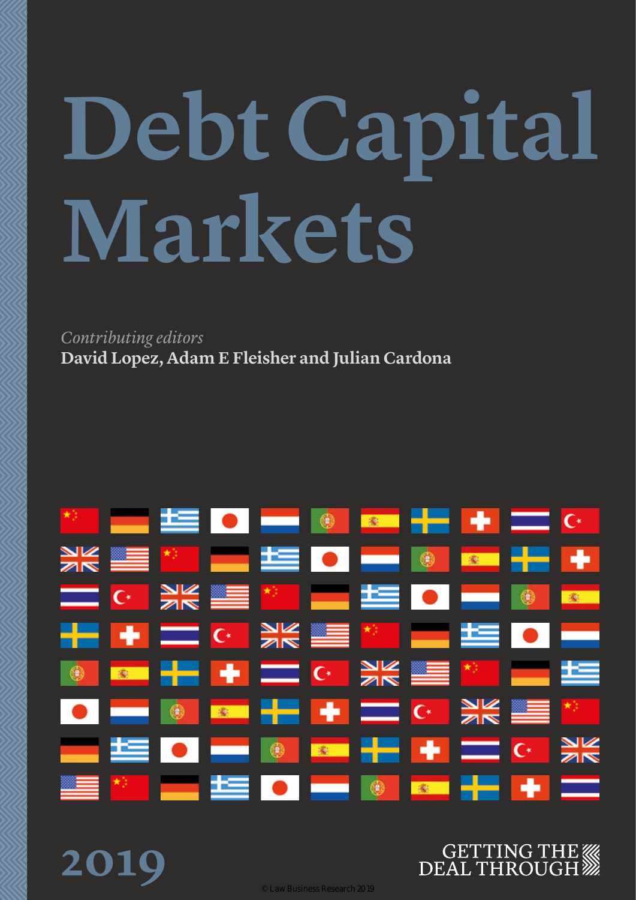# Debt Capital Markets

*Contributing editors*

**David Lopez, Adam E Fleisher and Julian Cardona**

2019

GETTING THE DEAL THROUGH

© Law Business Research 2019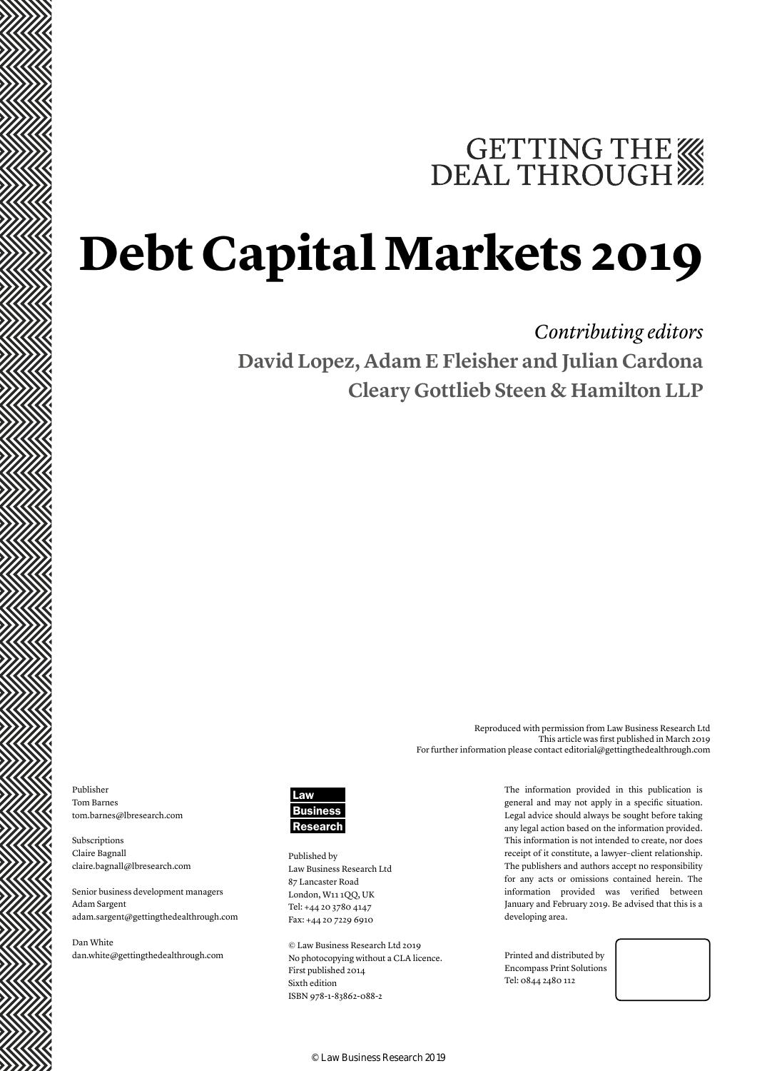GETTING THE DEAL THROUGH

# Debt Capital Markets 2019

*Contributing editors*

**David Lopez, Adam E Fleisher and Julian Cardona**

**Cleary Gottlieb Steen & Hamilton LLP**

Reproduced with permission from Law Business Research Ltd
This article was first published in March 2019
For further information please contact editorial@gettingthedealthrough.com

Publisher
Tom Barnes
tom.barnes@lbresearch.com

Subscriptions
Claire Bagnall
claire.bagnall@lbresearch.com

Senior business development managers
Adam Sargent
adam.sargent@gettingthedealthrough.com

Dan White
dan.white@gettingthedealthrough.com

Law Business Research

Published by
Law Business Research Ltd
87 Lancaster Road
London, W11 1QQ, UK
Tel: +44 20 3780 4147
Fax: +44 20 7229 6910

© Law Business Research Ltd 2019
No photocopying without a CLA licence.
First published 2014
Sixth edition
ISBN 978-1-83862-088-2

The information provided in this publication is general and may not apply in a specific situation. Legal advice should always be sought before taking any legal action based on the information provided. This information is not intended to create, nor does receipt of it constitute, a lawyer–client relationship. The publishers and authors accept no responsibility for any acts or omissions contained herein. The information provided was verified between January and February 2019. Be advised that this is a developing area.

Printed and distributed by
Encompass Print Solutions
Tel: 0844 2480 112

© Law Business Research 2019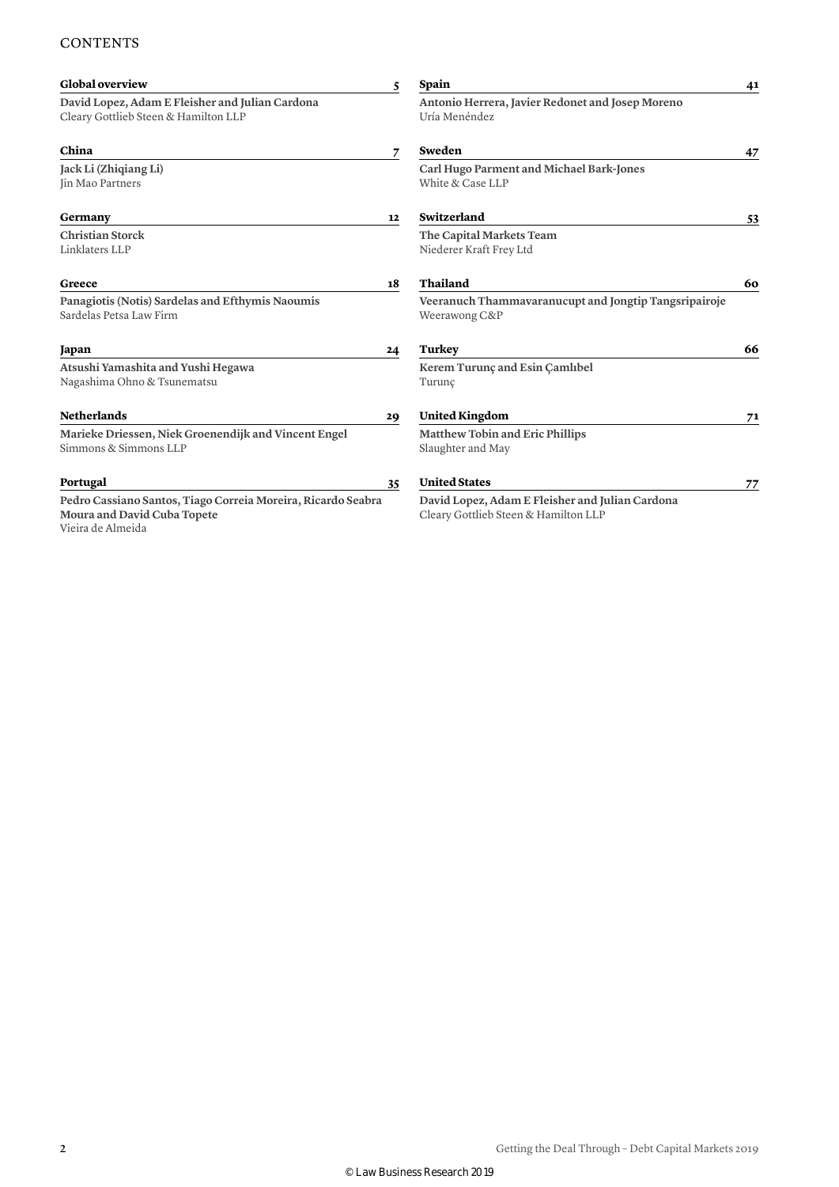# CONTENTS

**Global overview** 5

**David Lopez, Adam E Fleisher and Julian Cardona**
Cleary Gottlieb Steen & Hamilton LLP

**China** 7

**Jack Li (Zhiqiang Li)**
Jin Mao Partners

**Germany** 12

**Christian Storck**
Linklaters LLP

**Greece** 18

**Panagiotis (Notis) Sardelas and Efthymis Naoumis**
Sardelas Petsa Law Firm

**Japan** 24

**Atsushi Yamashita and Yushi Hegawa**
Nagashima Ohno & Tsunematsu

**Netherlands** 29

**Marieke Driessen, Niek Groenendijk and Vincent Engel**
Simmons & Simmons LLP

**Portugal** 35

**Pedro Cassiano Santos, Tiago Correia Moreira, Ricardo Seabra Moura and David Cuba Topete**
Vieira de Almeida

**Spain** 41

**Antonio Herrera, Javier Redonet and Josep Moreno**
Uría Menéndez

**Sweden** 47

**Carl Hugo Parment and Michael Bark-Jones**
White & Case LLP

**Switzerland** 53

**The Capital Markets Team**
Niederer Kraft Frey Ltd

**Thailand** 60

**Veeranuch Thammavaranucupt and Jongtip Tangsripairoje**
Weerawong C&P

**Turkey** 66

**Kerem Turunç and Esin Çamlıbel**
Turunç

**United Kingdom** 71

**Matthew Tobin and Eric Phillips**
Slaughter and May

**United States** 77

**David Lopez, Adam E Fleisher and Julian Cardona**
Cleary Gottlieb Steen & Hamilton LLP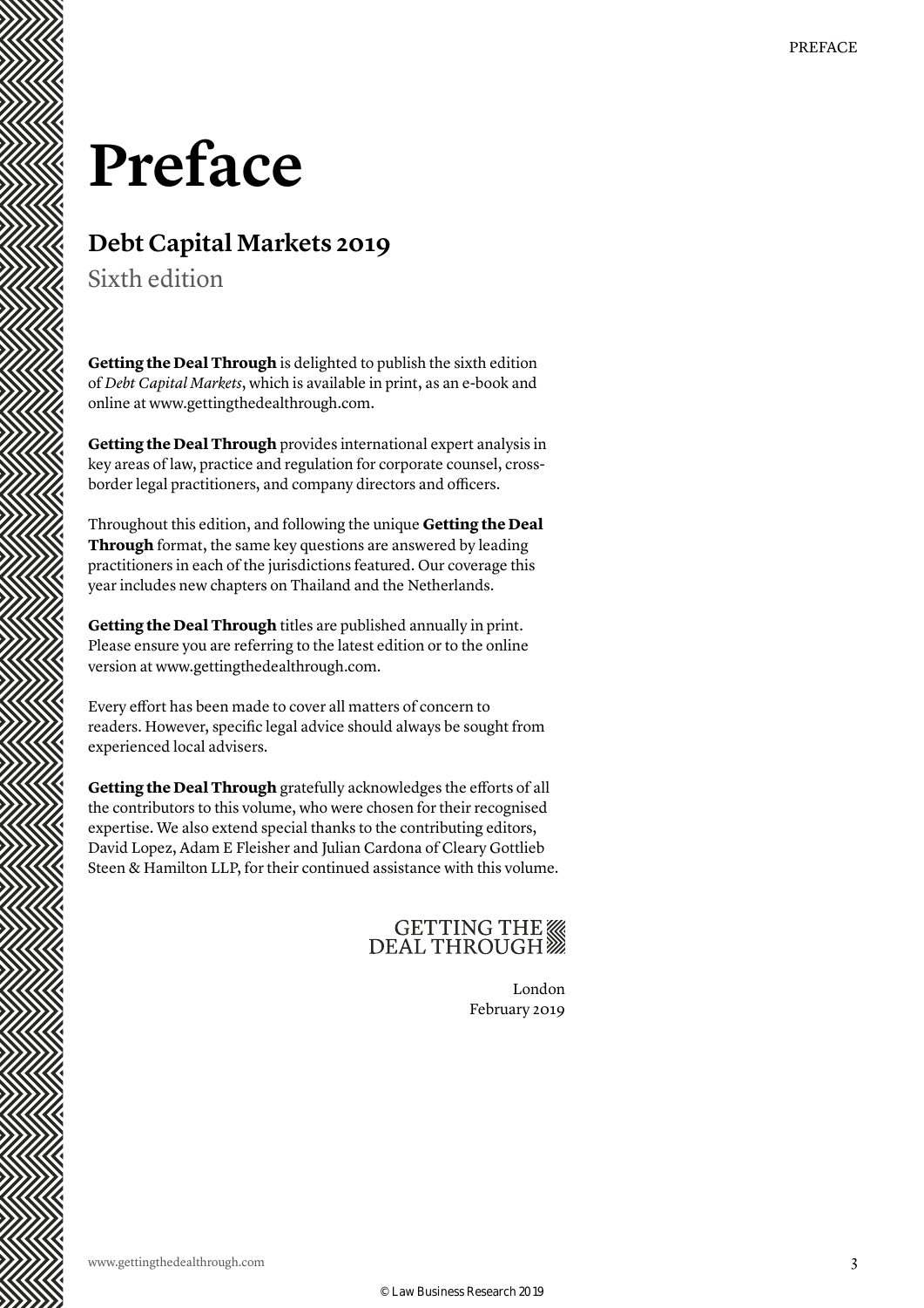# Preface

## Debt Capital Markets 2019

Sixth edition

**Getting the Deal Through** is delighted to publish the sixth edition of *Debt Capital Markets*, which is available in print, as an e-book and online at www.gettingthedealthrough.com.

**Getting the Deal Through** provides international expert analysis in key areas of law, practice and regulation for corporate counsel, cross-border legal practitioners, and company directors and officers.

Throughout this edition, and following the unique **Getting the Deal Through** format, the same key questions are answered by leading practitioners in each of the jurisdictions featured. Our coverage this year includes new chapters on Thailand and the Netherlands.

**Getting the Deal Through** titles are published annually in print. Please ensure you are referring to the latest edition or to the online version at www.gettingthedealthrough.com.

Every effort has been made to cover all matters of concern to readers. However, specific legal advice should always be sought from experienced local advisers.

**Getting the Deal Through** gratefully acknowledges the efforts of all the contributors to this volume, who were chosen for their recognised expertise. We also extend special thanks to the contributing editors, David Lopez, Adam E Fleisher and Julian Cardona of Cleary Gottlieb Steen & Hamilton LLP, for their continued assistance with this volume.

GETTING THE DEAL THROUGH

London
February 2019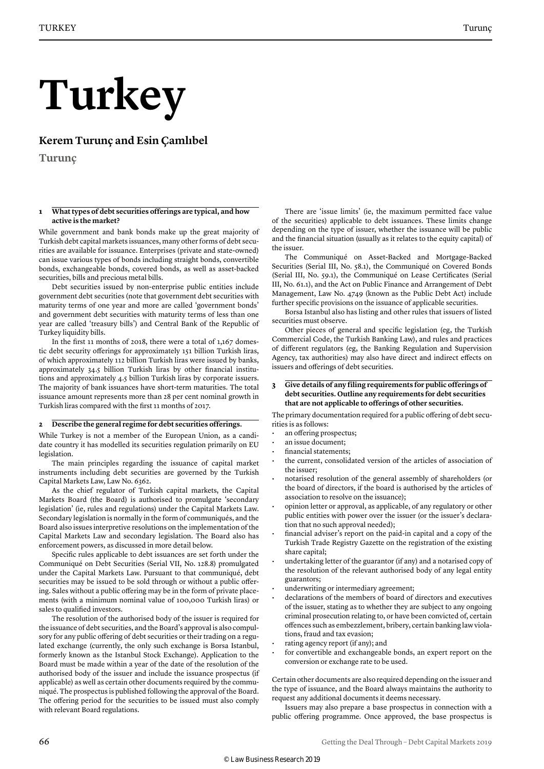# Turkey

## Kerem Turunç and Esin Çamlıbel

**Turunç**

### 1 What types of debt securities offerings are typical, and how active is the market?

While government and bank bonds make up the great majority of Turkish debt capital markets issuances, many other forms of debt securities are available for issuance. Enterprises (private and state-owned) can issue various types of bonds including straight bonds, convertible bonds, exchangeable bonds, covered bonds, as well as asset-backed securities, bills and precious metal bills.

Debt securities issued by non-enterprise public entities include government debt securities (note that government debt securities with maturity terms of one year and more are called 'government bonds' and government debt securities with maturity terms of less than one year are called 'treasury bills') and Central Bank of the Republic of Turkey liquidity bills.

In the first 11 months of 2018, there were a total of 1,167 domestic debt security offerings for approximately 151 billion Turkish liras, of which approximately 112 billion Turkish liras were issued by banks, approximately 34.5 billion Turkish liras by other financial institutions and approximately 4.5 billion Turkish liras by corporate issuers. The majority of bank issuances have short-term maturities. The total issuance amount represents more than 28 per cent nominal growth in Turkish liras compared with the first 11 months of 2017.

### 2 Describe the general regime for debt securities offerings.

While Turkey is not a member of the European Union, as a candidate country it has modelled its securities regulation primarily on EU legislation.

The main principles regarding the issuance of capital market instruments including debt securities are governed by the Turkish Capital Markets Law, Law No. 6362.

As the chief regulator of Turkish capital markets, the Capital Markets Board (the Board) is authorised to promulgate 'secondary legislation' (ie, rules and regulations) under the Capital Markets Law. Secondary legislation is normally in the form of communiqués, and the Board also issues interpretive resolutions on the implementation of the Capital Markets Law and secondary legislation. The Board also has enforcement powers, as discussed in more detail below.

Specific rules applicable to debt issuances are set forth under the Communiqué on Debt Securities (Serial VII, No. 128.8) promulgated under the Capital Markets Law. Pursuant to that communiqué, debt securities may be issued to be sold through or without a public offering. Sales without a public offering may be in the form of private placements (with a minimum nominal value of 100,000 Turkish liras) or sales to qualified investors.

The resolution of the authorised body of the issuer is required for the issuance of debt securities, and the Board's approval is also compulsory for any public offering of debt securities or their trading on a regulated exchange (currently, the only such exchange is Borsa Istanbul, formerly known as the Istanbul Stock Exchange). Application to the Board must be made within a year of the date of the resolution of the authorised body of the issuer and include the issuance prospectus (if applicable) as well as certain other documents required by the communiqué. The prospectus is published following the approval of the Board. The offering period for the securities to be issued must also comply with relevant Board regulations.

There are 'issue limits' (ie, the maximum permitted face value of the securities) applicable to debt issuances. These limits change depending on the type of issuer, whether the issuance will be public and the financial situation (usually as it relates to the equity capital) of the issuer.

The Communiqué on Asset-Backed and Mortgage-Backed Securities (Serial III, No. 58.1), the Communiqué on Covered Bonds (Serial III, No. 59.1), the Communiqué on Lease Certificates (Serial III, No. 61.1), and the Act on Public Finance and Arrangement of Debt Management, Law No. 4749 (known as the Public Debt Act) include further specific provisions on the issuance of applicable securities.

Borsa Istanbul also has listing and other rules that issuers of listed securities must observe.

Other pieces of general and specific legislation (eg, the Turkish Commercial Code, the Turkish Banking Law), and rules and practices of different regulators (eg, the Banking Regulation and Supervision Agency, tax authorities) may also have direct and indirect effects on issuers and offerings of debt securities.

### 3 Give details of any filing requirements for public offerings of debt securities. Outline any requirements for debt securities that are not applicable to offerings of other securities.

The primary documentation required for a public offering of debt securities is as follows:

- an offering prospectus;
- an issue document;
- financial statements;
- the current, consolidated version of the articles of association of the issuer;
- notarised resolution of the general assembly of shareholders (or the board of directors, if the board is authorised by the articles of association to resolve on the issuance);
- opinion letter or approval, as applicable, of any regulatory or other public entities with power over the issuer (or the issuer's declaration that no such approval needed);
- financial adviser's report on the paid-in capital and a copy of the Turkish Trade Registry Gazette on the registration of the existing share capital;
- undertaking letter of the guarantor (if any) and a notarised copy of the resolution of the relevant authorised body of any legal entity guarantors;
- underwriting or intermediary agreement;
- declarations of the members of board of directors and executives of the issuer, stating as to whether they are subject to any ongoing criminal prosecution relating to, or have been convicted of, certain offences such as embezzlement, bribery, certain banking law violations, fraud and tax evasion;
- rating agency report (if any); and
- for convertible and exchangeable bonds, an expert report on the conversion or exchange rate to be used.

Certain other documents are also required depending on the issuer and the type of issuance, and the Board always maintains the authority to request any additional documents it deems necessary.

Issuers may also prepare a base prospectus in connection with a public offering programme. Once approved, the base prospectus is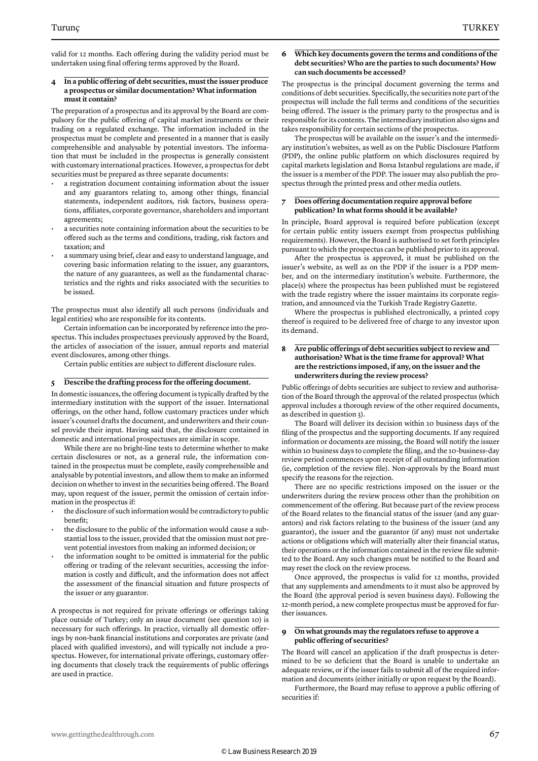valid for 12 months. Each offering during the validity period must be undertaken using final offering terms approved by the Board.

### 4 In a public offering of debt securities, must the issuer produce a prospectus or similar documentation? What information must it contain?

The preparation of a prospectus and its approval by the Board are compulsory for the public offering of capital market instruments or their trading on a regulated exchange. The information included in the prospectus must be complete and presented in a manner that is easily comprehensible and analysable by potential investors. The information that must be included in the prospectus is generally consistent with customary international practices. However, a prospectus for debt securities must be prepared as three separate documents:

- a registration document containing information about the issuer and any guarantors relating to, among other things, financial statements, independent auditors, risk factors, business operations, affiliates, corporate governance, shareholders and important agreements;
- a securities note containing information about the securities to be offered such as the terms and conditions, trading, risk factors and taxation; and
- a summary using brief, clear and easy to understand language, and covering basic information relating to the issuer, any guarantors, the nature of any guarantees, as well as the fundamental characteristics and the rights and risks associated with the securities to be issued.

The prospectus must also identify all such persons (individuals and legal entities) who are responsible for its contents.

Certain information can be incorporated by reference into the prospectus. This includes prospectuses previously approved by the Board, the articles of association of the issuer, annual reports and material event disclosures, among other things.

Certain public entities are subject to different disclosure rules.

### 5 Describe the drafting process for the offering document.

In domestic issuances, the offering document is typically drafted by the intermediary institution with the support of the issuer. International offerings, on the other hand, follow customary practices under which issuer's counsel drafts the document, and underwriters and their counsel provide their input. Having said that, the disclosure contained in domestic and international prospectuses are similar in scope.

While there are no bright-line tests to determine whether to make certain disclosures or not, as a general rule, the information contained in the prospectus must be complete, easily comprehensible and analysable by potential investors, and allow them to make an informed decision on whether to invest in the securities being offered. The Board may, upon request of the issuer, permit the omission of certain information in the prospectus if:

- the disclosure of such information would be contradictory to public benefit;
- the disclosure to the public of the information would cause a substantial loss to the issuer, provided that the omission must not prevent potential investors from making an informed decision; or
- the information sought to be omitted is immaterial for the public offering or trading of the relevant securities, accessing the information is costly and difficult, and the information does not affect the assessment of the financial situation and future prospects of the issuer or any guarantor.

A prospectus is not required for private offerings or offerings taking place outside of Turkey; only an issue document (see question 10) is necessary for such offerings. In practice, virtually all domestic offerings by non-bank financial institutions and corporates are private (and placed with qualified investors), and will typically not include a prospectus. However, for international private offerings, customary offering documents that closely track the requirements of public offerings are used in practice.

### 6 Which key documents govern the terms and conditions of the debt securities? Who are the parties to such documents? How can such documents be accessed?

The prospectus is the principal document governing the terms and conditions of debt securities. Specifically, the securities note part of the prospectus will include the full terms and conditions of the securities being offered. The issuer is the primary party to the prospectus and is responsible for its contents. The intermediary institution also signs and takes responsibility for certain sections of the prospectus.

The prospectus will be available on the issuer's and the intermediary institution's websites, as well as on the Public Disclosure Platform (PDP), the online public platform on which disclosures required by capital markets legislation and Borsa Istanbul regulations are made, if the issuer is a member of the PDP. The issuer may also publish the prospectus through the printed press and other media outlets.

### 7 Does offering documentation require approval before publication? In what forms should it be available?

In principle, Board approval is required before publication (except for certain public entity issuers exempt from prospectus publishing requirements). However, the Board is authorised to set forth principles pursuant to which the prospectus can be published prior to its approval.

After the prospectus is approved, it must be published on the issuer's website, as well as on the PDP if the issuer is a PDP member, and on the intermediary institution's website. Furthermore, the place(s) where the prospectus has been published must be registered with the trade registry where the issuer maintains its corporate registration, and announced via the Turkish Trade Registry Gazette.

Where the prospectus is published electronically, a printed copy thereof is required to be delivered free of charge to any investor upon its demand.

### 8 Are public offerings of debt securities subject to review and authorisation? What is the time frame for approval? What are the restrictions imposed, if any, on the issuer and the underwriters during the review process?

Public offerings of debts securities are subject to review and authorisation of the Board through the approval of the related prospectus (which approval includes a thorough review of the other required documents, as described in question 3).

The Board will deliver its decision within 10 business days of the filing of the prospectus and the supporting documents. If any required information or documents are missing, the Board will notify the issuer within 10 business days to complete the filing, and the 10-business-day review period commences upon receipt of all outstanding information (ie, completion of the review file). Non-approvals by the Board must specify the reasons for the rejection.

There are no specific restrictions imposed on the issuer or the underwriters during the review process other than the prohibition on commencement of the offering. But because part of the review process of the Board relates to the financial status of the issuer (and any guarantors) and risk factors relating to the business of the issuer (and any guarantor), the issuer and the guarantor (if any) must not undertake actions or obligations which will materially alter their financial status, their operations or the information contained in the review file submitted to the Board. Any such changes must be notified to the Board and may reset the clock on the review process.

Once approved, the prospectus is valid for 12 months, provided that any supplements and amendments to it must also be approved by the Board (the approval period is seven business days). Following the 12-month period, a new complete prospectus must be approved for further issuances.

### 9 On what grounds may the regulators refuse to approve a public offering of securities?

The Board will cancel an application if the draft prospectus is determined to be so deficient that the Board is unable to undertake an adequate review, or if the issuer fails to submit all of the required information and documents (either initially or upon request by the Board).

Furthermore, the Board may refuse to approve a public offering of securities if: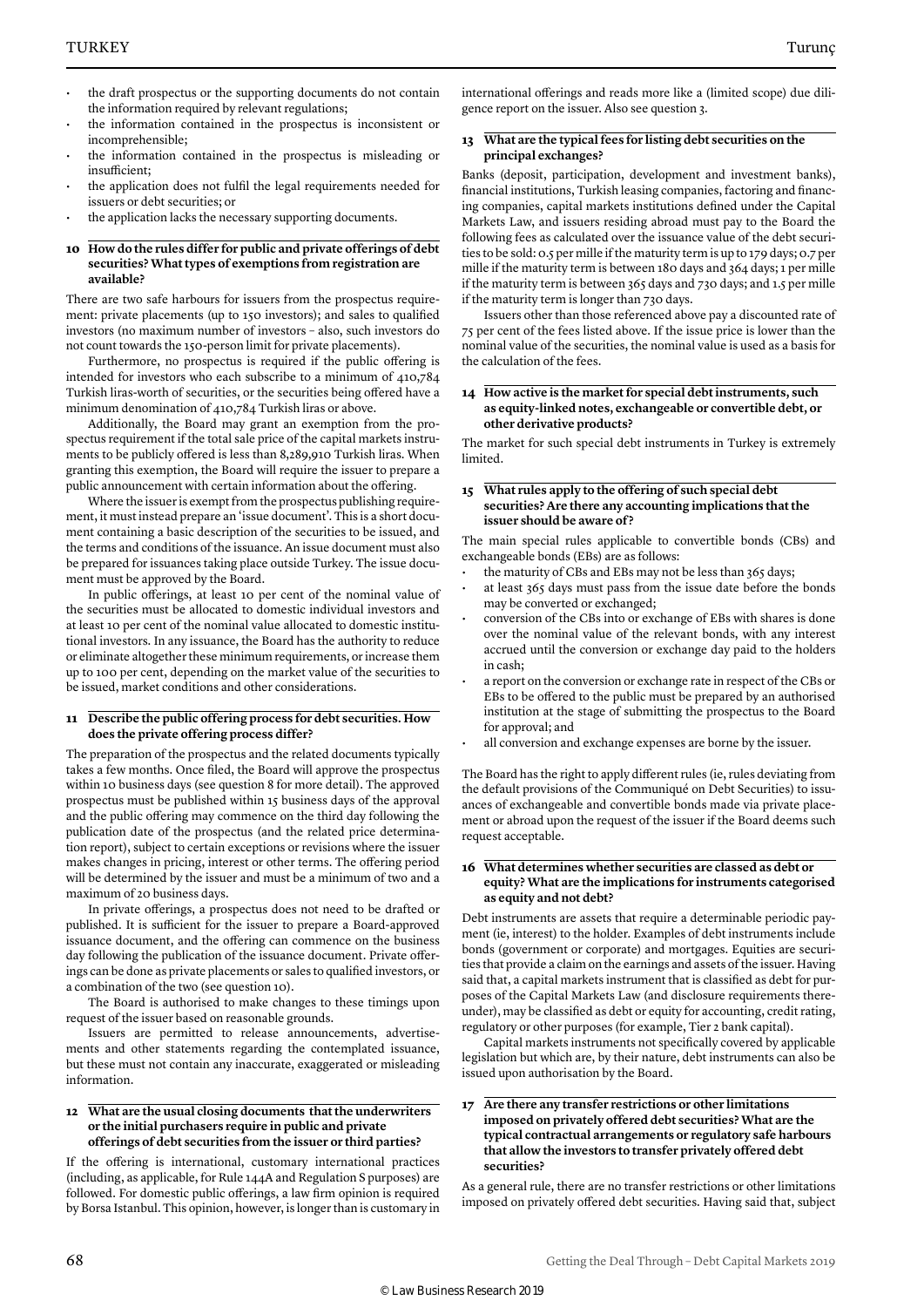- the draft prospectus or the supporting documents do not contain the information required by relevant regulations;
- the information contained in the prospectus is inconsistent or incomprehensible;
- the information contained in the prospectus is misleading or insufficient;
- the application does not fulfil the legal requirements needed for issuers or debt securities; or
- the application lacks the necessary supporting documents.

### 10 How do the rules differ for public and private offerings of debt securities? What types of exemptions from registration are available?

There are two safe harbours for issuers from the prospectus requirement: private placements (up to 150 investors); and sales to qualified investors (no maximum number of investors – also, such investors do not count towards the 150-person limit for private placements).

Furthermore, no prospectus is required if the public offering is intended for investors who each subscribe to a minimum of 410,784 Turkish liras-worth of securities, or the securities being offered have a minimum denomination of 410,784 Turkish liras or above.

Additionally, the Board may grant an exemption from the prospectus requirement if the total sale price of the capital markets instruments to be publicly offered is less than 8,289,910 Turkish liras. When granting this exemption, the Board will require the issuer to prepare a public announcement with certain information about the offering.

Where the issuer is exempt from the prospectus publishing requirement, it must instead prepare an 'issue document'. This is a short document containing a basic description of the securities to be issued, and the terms and conditions of the issuance. An issue document must also be prepared for issuances taking place outside Turkey. The issue document must be approved by the Board.

In public offerings, at least 10 per cent of the nominal value of the securities must be allocated to domestic individual investors and at least 10 per cent of the nominal value allocated to domestic institutional investors. In any issuance, the Board has the authority to reduce or eliminate altogether these minimum requirements, or increase them up to 100 per cent, depending on the market value of the securities to be issued, market conditions and other considerations.

### 11 Describe the public offering process for debt securities. How does the private offering process differ?

The preparation of the prospectus and the related documents typically takes a few months. Once filed, the Board will approve the prospectus within 10 business days (see question 8 for more detail). The approved prospectus must be published within 15 business days of the approval and the public offering may commence on the third day following the publication date of the prospectus (and the related price determination report), subject to certain exceptions or revisions where the issuer makes changes in pricing, interest or other terms. The offering period will be determined by the issuer and must be a minimum of two and a maximum of 20 business days.

In private offerings, a prospectus does not need to be drafted or published. It is sufficient for the issuer to prepare a Board-approved issuance document, and the offering can commence on the business day following the publication of the issuance document. Private offerings can be done as private placements or sales to qualified investors, or a combination of the two (see question 10).

The Board is authorised to make changes to these timings upon request of the issuer based on reasonable grounds.

Issuers are permitted to release announcements, advertisements and other statements regarding the contemplated issuance, but these must not contain any inaccurate, exaggerated or misleading information.

### 12 What are the usual closing documents that the underwriters or the initial purchasers require in public and private offerings of debt securities from the issuer or third parties?

If the offering is international, customary international practices (including, as applicable, for Rule 144A and Regulation S purposes) are followed. For domestic public offerings, a law firm opinion is required by Borsa Istanbul. This opinion, however, is longer than is customary in international offerings and reads more like a (limited scope) due diligence report on the issuer. Also see question 3.

### 13 What are the typical fees for listing debt securities on the principal exchanges?

Banks (deposit, participation, development and investment banks), financial institutions, Turkish leasing companies, factoring and financing companies, capital markets institutions defined under the Capital Markets Law, and issuers residing abroad must pay to the Board the following fees as calculated over the issuance value of the debt securities to be sold: 0.5 per mille if the maturity term is up to 179 days; 0.7 per mille if the maturity term is between 180 days and 364 days; 1 per mille if the maturity term is between 365 days and 730 days; and 1.5 per mille if the maturity term is longer than 730 days.

Issuers other than those referenced above pay a discounted rate of 75 per cent of the fees listed above. If the issue price is lower than the nominal value of the securities, the nominal value is used as a basis for the calculation of the fees.

### 14 How active is the market for special debt instruments, such as equity-linked notes, exchangeable or convertible debt, or other derivative products?

The market for such special debt instruments in Turkey is extremely limited.

### 15 What rules apply to the offering of such special debt securities? Are there any accounting implications that the issuer should be aware of?

The main special rules applicable to convertible bonds (CBs) and exchangeable bonds (EBs) are as follows:

- the maturity of CBs and EBs may not be less than 365 days;
- at least 365 days must pass from the issue date before the bonds may be converted or exchanged;
- conversion of the CBs into or exchange of EBs with shares is done over the nominal value of the relevant bonds, with any interest accrued until the conversion or exchange day paid to the holders in cash;
- a report on the conversion or exchange rate in respect of the CBs or EBs to be offered to the public must be prepared by an authorised institution at the stage of submitting the prospectus to the Board for approval; and
- all conversion and exchange expenses are borne by the issuer.

The Board has the right to apply different rules (ie, rules deviating from the default provisions of the Communiqué on Debt Securities) to issuances of exchangeable and convertible bonds made via private placement or abroad upon the request of the issuer if the Board deems such request acceptable.

### 16 What determines whether securities are classed as debt or equity? What are the implications for instruments categorised as equity and not debt?

Debt instruments are assets that require a determinable periodic payment (ie, interest) to the holder. Examples of debt instruments include bonds (government or corporate) and mortgages. Equities are securities that provide a claim on the earnings and assets of the issuer. Having said that, a capital markets instrument that is classified as debt for purposes of the Capital Markets Law (and disclosure requirements thereunder), may be classified as debt or equity for accounting, credit rating, regulatory or other purposes (for example, Tier 2 bank capital).

Capital markets instruments not specifically covered by applicable legislation but which are, by their nature, debt instruments can also be issued upon authorisation by the Board.

### 17 Are there any transfer restrictions or other limitations imposed on privately offered debt securities? What are the typical contractual arrangements or regulatory safe harbours that allow the investors to transfer privately offered debt securities?

As a general rule, there are no transfer restrictions or other limitations imposed on privately offered debt securities. Having said that, subject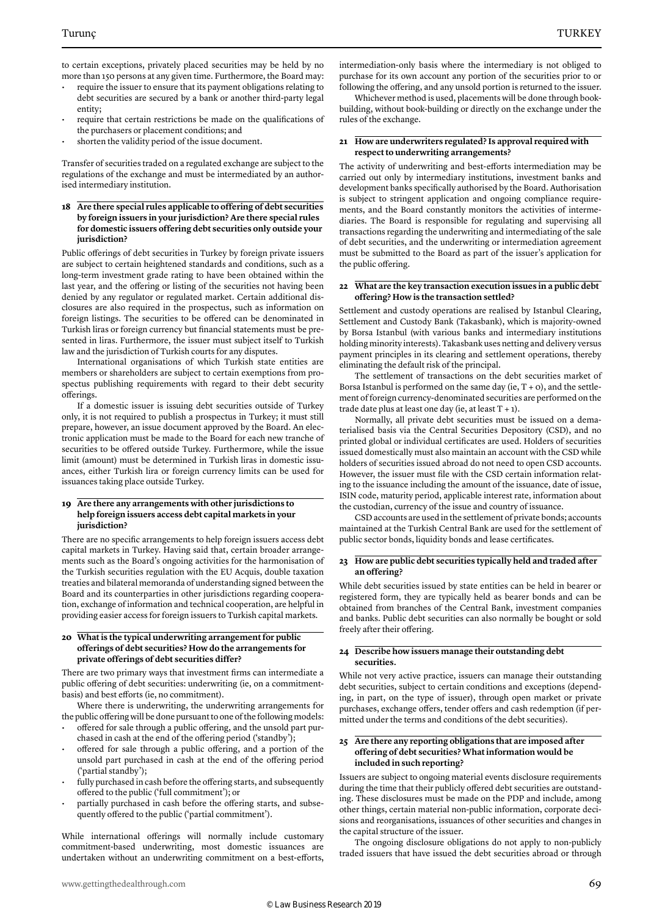to certain exceptions, privately placed securities may be held by no more than 150 persons at any given time. Furthermore, the Board may:

- require the issuer to ensure that its payment obligations relating to debt securities are secured by a bank or another third-party legal entity;
- require that certain restrictions be made on the qualifications of the purchasers or placement conditions; and
- shorten the validity period of the issue document.

Transfer of securities traded on a regulated exchange are subject to the regulations of the exchange and must be intermediated by an authorised intermediary institution.

### 18 Are there special rules applicable to offering of debt securities by foreign issuers in your jurisdiction? Are there special rules for domestic issuers offering debt securities only outside your jurisdiction?

Public offerings of debt securities in Turkey by foreign private issuers are subject to certain heightened standards and conditions, such as a long-term investment grade rating to have been obtained within the last year, and the offering or listing of the securities not having been denied by any regulator or regulated market. Certain additional disclosures are also required in the prospectus, such as information on foreign listings. The securities to be offered can be denominated in Turkish liras or foreign currency but financial statements must be presented in liras. Furthermore, the issuer must subject itself to Turkish law and the jurisdiction of Turkish courts for any disputes.

International organisations of which Turkish state entities are members or shareholders are subject to certain exemptions from prospectus publishing requirements with regard to their debt security offerings.

If a domestic issuer is issuing debt securities outside of Turkey only, it is not required to publish a prospectus in Turkey; it must still prepare, however, an issue document approved by the Board. An electronic application must be made to the Board for each new tranche of securities to be offered outside Turkey. Furthermore, while the issue limit (amount) must be determined in Turkish liras in domestic issuances, either Turkish lira or foreign currency limits can be used for issuances taking place outside Turkey.

### 19 Are there any arrangements with other jurisdictions to help foreign issuers access debt capital markets in your jurisdiction?

There are no specific arrangements to help foreign issuers access debt capital markets in Turkey. Having said that, certain broader arrangements such as the Board's ongoing activities for the harmonisation of the Turkish securities regulation with the EU Acquis, double taxation treaties and bilateral memoranda of understanding signed between the Board and its counterparties in other jurisdictions regarding cooperation, exchange of information and technical cooperation, are helpful in providing easier access for foreign issuers to Turkish capital markets.

### 20 What is the typical underwriting arrangement for public offerings of debt securities? How do the arrangements for private offerings of debt securities differ?

There are two primary ways that investment firms can intermediate a public offering of debt securities: underwriting (ie, on a commitment-basis) and best efforts (ie, no commitment).

Where there is underwriting, the underwriting arrangements for the public offering will be done pursuant to one of the following models:

- offered for sale through a public offering, and the unsold part purchased in cash at the end of the offering period ('standby');
- offered for sale through a public offering, and a portion of the unsold part purchased in cash at the end of the offering period ('partial standby');
- fully purchased in cash before the offering starts, and subsequently offered to the public ('full commitment'); or
- partially purchased in cash before the offering starts, and subsequently offered to the public ('partial commitment').

While international offerings will normally include customary commitment-based underwriting, most domestic issuances are undertaken without an underwriting commitment on a best-efforts, intermediation-only basis where the intermediary is not obliged to purchase for its own account any portion of the securities prior to or following the offering, and any unsold portion is returned to the issuer.

Whichever method is used, placements will be done through book-building, without book-building or directly on the exchange under the rules of the exchange.

### 21 How are underwriters regulated? Is approval required with respect to underwriting arrangements?

The activity of underwriting and best-efforts intermediation may be carried out only by intermediary institutions, investment banks and development banks specifically authorised by the Board. Authorisation is subject to stringent application and ongoing compliance requirements, and the Board constantly monitors the activities of intermediaries. The Board is responsible for regulating and supervising all transactions regarding the underwriting and intermediating of the sale of debt securities, and the underwriting or intermediation agreement must be submitted to the Board as part of the issuer's application for the public offering.

### 22 What are the key transaction execution issues in a public debt offering? How is the transaction settled?

Settlement and custody operations are realised by Istanbul Clearing, Settlement and Custody Bank (Takasbank), which is majority-owned by Borsa Istanbul (with various banks and intermediary institutions holding minority interests). Takasbank uses netting and delivery versus payment principles in its clearing and settlement operations, thereby eliminating the default risk of the principal.

The settlement of transactions on the debt securities market of Borsa Istanbul is performed on the same day (ie, T + 0), and the settlement of foreign currency-denominated securities are performed on the trade date plus at least one day (ie, at least T + 1).

Normally, all private debt securities must be issued on a dematerialised basis via the Central Securities Depository (CSD), and no printed global or individual certificates are used. Holders of securities issued domestically must also maintain an account with the CSD while holders of securities issued abroad do not need to open CSD accounts. However, the issuer must file with the CSD certain information relating to the issuance including the amount of the issuance, date of issue, ISIN code, maturity period, applicable interest rate, information about the custodian, currency of the issue and country of issuance.

CSD accounts are used in the settlement of private bonds; accounts maintained at the Turkish Central Bank are used for the settlement of public sector bonds, liquidity bonds and lease certificates.

### 23 How are public debt securities typically held and traded after an offering?

While debt securities issued by state entities can be held in bearer or registered form, they are typically held as bearer bonds and can be obtained from branches of the Central Bank, investment companies and banks. Public debt securities can also normally be bought or sold freely after their offering.

### 24 Describe how issuers manage their outstanding debt securities.

While not very active practice, issuers can manage their outstanding debt securities, subject to certain conditions and exceptions (depending, in part, on the type of issuer), through open market or private purchases, exchange offers, tender offers and cash redemption (if permitted under the terms and conditions of the debt securities).

### 25 Are there any reporting obligations that are imposed after offering of debt securities? What information would be included in such reporting?

Issuers are subject to ongoing material events disclosure requirements during the time that their publicly offered debt securities are outstanding. These disclosures must be made on the PDP and include, among other things, certain material non-public information, corporate decisions and reorganisations, issuances of other securities and changes in the capital structure of the issuer.

The ongoing disclosure obligations do not apply to non-publicly traded issuers that have issued the debt securities abroad or through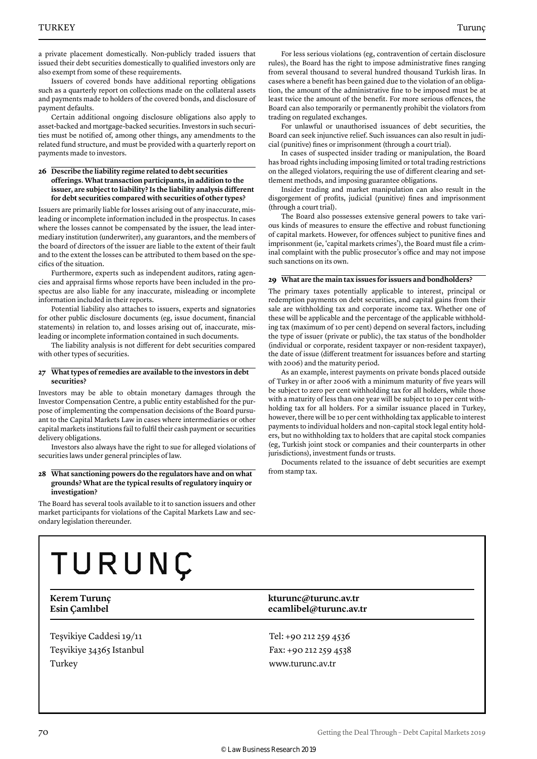a private placement domestically. Non-publicly traded issuers that issued their debt securities domestically to qualified investors only are also exempt from some of these requirements.

Issuers of covered bonds have additional reporting obligations such as a quarterly report on collections made on the collateral assets and payments made to holders of the covered bonds, and disclosure of payment defaults.

Certain additional ongoing disclosure obligations also apply to asset-backed and mortgage-backed securities. Investors in such securities must be notified of, among other things, any amendments to the related fund structure, and must be provided with a quarterly report on payments made to investors.

### 26 Describe the liability regime related to debt securities offerings. What transaction participants, in addition to the issuer, are subject to liability? Is the liability analysis different for debt securities compared with securities of other types?

Issuers are primarily liable for losses arising out of any inaccurate, misleading or incomplete information included in the prospectus. In cases where the losses cannot be compensated by the issuer, the lead intermediary institution (underwriter), any guarantors, and the members of the board of directors of the issuer are liable to the extent of their fault and to the extent the losses can be attributed to them based on the specifics of the situation.

Furthermore, experts such as independent auditors, rating agencies and appraisal firms whose reports have been included in the prospectus are also liable for any inaccurate, misleading or incomplete information included in their reports.

Potential liability also attaches to issuers, experts and signatories for other public disclosure documents (eg, issue document, financial statements) in relation to, and losses arising out of, inaccurate, misleading or incomplete information contained in such documents.

The liability analysis is not different for debt securities compared with other types of securities.

### 27 What types of remedies are available to the investors in debt securities?

Investors may be able to obtain monetary damages through the Investor Compensation Centre, a public entity established for the purpose of implementing the compensation decisions of the Board pursuant to the Capital Markets Law in cases where intermediaries or other capital markets institutions fail to fulfil their cash payment or securities delivery obligations.

Investors also always have the right to sue for alleged violations of securities laws under general principles of law.

### 28 What sanctioning powers do the regulators have and on what grounds? What are the typical results of regulatory inquiry or investigation?

The Board has several tools available to it to sanction issuers and other market participants for violations of the Capital Markets Law and secondary legislation thereunder.

For less serious violations (eg, contravention of certain disclosure rules), the Board has the right to impose administrative fines ranging from several thousand to several hundred thousand Turkish liras. In cases where a benefit has been gained due to the violation of an obligation, the amount of the administrative fine to be imposed must be at least twice the amount of the benefit. For more serious offences, the Board can also temporarily or permanently prohibit the violators from trading on regulated exchanges.

For unlawful or unauthorised issuances of debt securities, the Board can seek injunctive relief. Such issuances can also result in judicial (punitive) fines or imprisonment (through a court trial).

In cases of suspected insider trading or manipulation, the Board has broad rights including imposing limited or total trading restrictions on the alleged violators, requiring the use of different clearing and settlement methods, and imposing guarantee obligations.

Insider trading and market manipulation can also result in the disgorgement of profits, judicial (punitive) fines and imprisonment (through a court trial).

The Board also possesses extensive general powers to take various kinds of measures to ensure the effective and robust functioning of capital markets. However, for offences subject to punitive fines and imprisonment (ie, 'capital markets crimes'), the Board must file a criminal complaint with the public prosecutor's office and may not impose such sanctions on its own.

### 29 What are the main tax issues for issuers and bondholders?

The primary taxes potentially applicable to interest, principal or redemption payments on debt securities, and capital gains from their sale are withholding tax and corporate income tax. Whether one of these will be applicable and the percentage of the applicable withholding tax (maximum of 10 per cent) depend on several factors, including the type of issuer (private or public), the tax status of the bondholder (individual or corporate, resident taxpayer or non-resident taxpayer), the date of issue (different treatment for issuances before and starting with 2006) and the maturity period.

As an example, interest payments on private bonds placed outside of Turkey in or after 2006 with a minimum maturity of five years will be subject to zero per cent withholding tax for all holders, while those with a maturity of less than one year will be subject to 10 per cent withholding tax for all holders. For a similar issuance placed in Turkey, however, there will be 10 per cent withholding tax applicable to interest payments to individual holders and non-capital stock legal entity holders, but no withholding tax to holders that are capital stock companies (eg, Turkish joint stock or companies and their counterparts in other jurisdictions), investment funds or trusts.

Documents related to the issuance of debt securities are exempt from stamp tax.

---

# TURUNÇ

| | |
|---|---|
| **Kerem Turunç** | **kturunc@turunc.av.tr** |
| **Esin Çamlıbel** | **ecamlibel@turunc.av.tr** |

Teşvikiye Caddesi 19/11
Teşvikiye 34365 Istanbul
Turkey

Tel: +90 212 259 4536
Fax: +90 212 259 4538
www.turunc.av.tr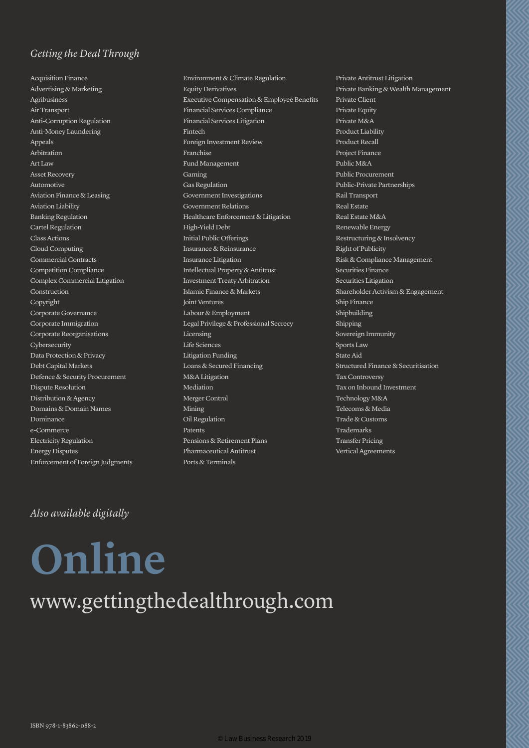*Getting the Deal Through*

Acquisition Finance
Advertising & Marketing
Agribusiness
Air Transport
Anti-Corruption Regulation
Anti-Money Laundering
Appeals
Arbitration
Art Law
Asset Recovery
Automotive
Aviation Finance & Leasing
Aviation Liability
Banking Regulation
Cartel Regulation
Class Actions
Cloud Computing
Commercial Contracts
Competition Compliance
Complex Commercial Litigation
Construction
Copyright
Corporate Governance
Corporate Immigration
Corporate Reorganisations
Cybersecurity
Data Protection & Privacy
Debt Capital Markets
Defence & Security Procurement
Dispute Resolution
Distribution & Agency
Domains & Domain Names
Dominance
e-Commerce
Electricity Regulation
Energy Disputes
Enforcement of Foreign Judgments
Environment & Climate Regulation
Equity Derivatives
Executive Compensation & Employee Benefits
Financial Services Compliance
Financial Services Litigation
Fintech
Foreign Investment Review
Franchise
Fund Management
Gaming
Gas Regulation
Government Investigations
Government Relations
Healthcare Enforcement & Litigation
High-Yield Debt
Initial Public Offerings
Insurance & Reinsurance
Insurance Litigation
Intellectual Property & Antitrust
Investment Treaty Arbitration
Islamic Finance & Markets
Joint Ventures
Labour & Employment
Legal Privilege & Professional Secrecy
Licensing
Life Sciences
Litigation Funding
Loans & Secured Financing
M&A Litigation
Mediation
Merger Control
Mining
Oil Regulation
Patents
Pensions & Retirement Plans
Pharmaceutical Antitrust
Ports & Terminals
Private Antitrust Litigation
Private Banking & Wealth Management
Private Client
Private Equity
Private M&A
Product Liability
Product Recall
Project Finance
Public M&A
Public Procurement
Public-Private Partnerships
Rail Transport
Real Estate
Real Estate M&A
Renewable Energy
Restructuring & Insolvency
Right of Publicity
Risk & Compliance Management
Securities Finance
Securities Litigation
Shareholder Activism & Engagement
Ship Finance
Shipbuilding
Shipping
Sovereign Immunity
Sports Law
State Aid
Structured Finance & Securitisation
Tax Controversy
Tax on Inbound Investment
Technology M&A
Telecoms & Media
Trade & Customs
Trademarks
Transfer Pricing
Vertical Agreements

*Also available digitally*

# Online

## www.gettingthedealthrough.com

ISBN 978-1-83862-088-2

© Law Business Research 2019